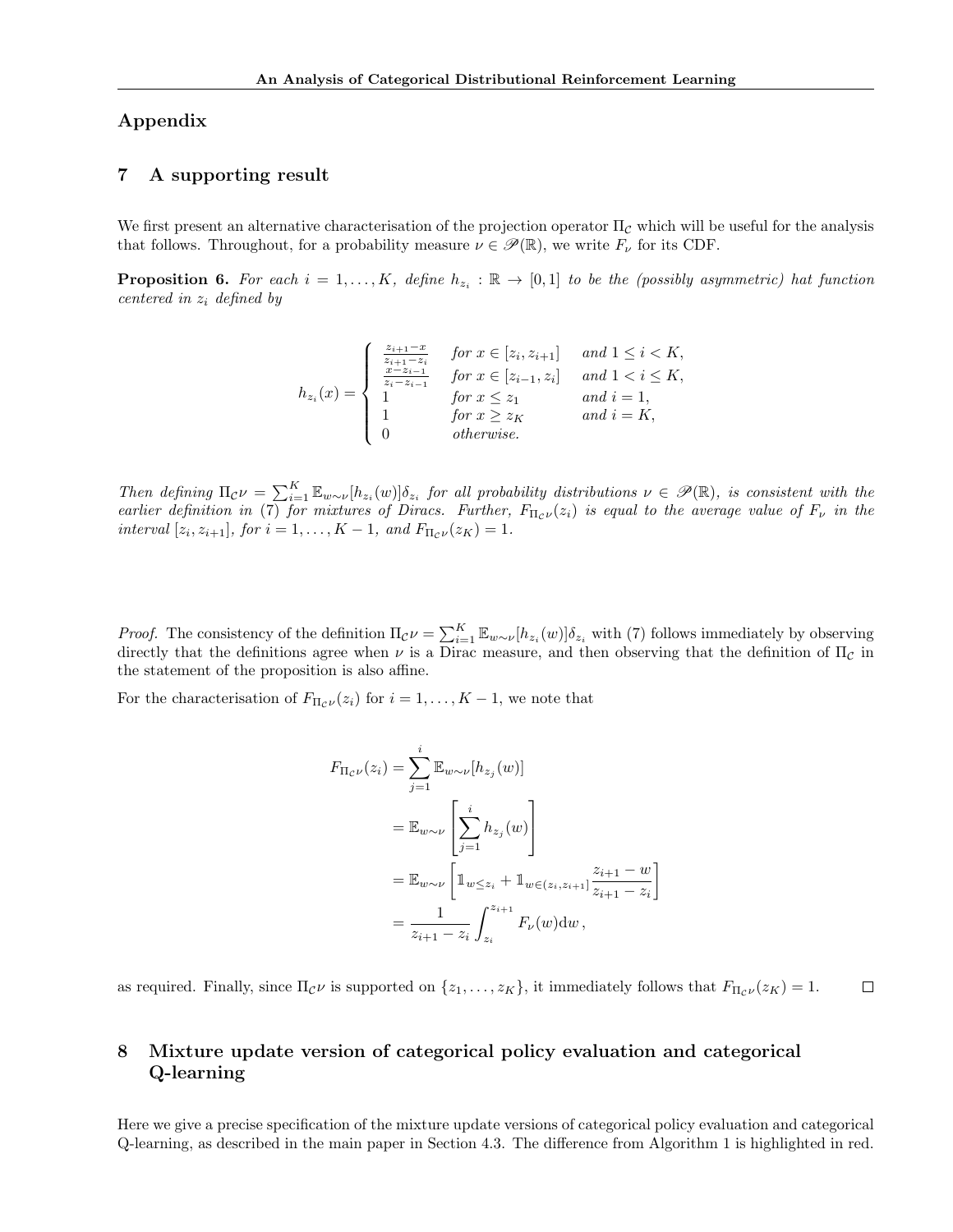# Appendix

## 7 A supporting result

We first present an alternative characterisation of the projection operator $\Pi_{\mathcal{C}}$ which will be useful for the analysis that follows. Throughout, for a probability measure $\nu \in \mathscr{P}(\mathbb{R})$, we write $F_\nu$ for its CDF.

**Proposition 6.** *For each $i = 1, \ldots, K$, define $h_{z_i} : \mathbb{R} \to [0, 1]$ to be the (possibly asymmetric) hat function centered in $z_i$ defined by*

$$h_{z_i}(x) = \begin{cases} \frac{z_{i+1} - x}{z_{i+1} - z_i} & \text{for } x \in [z_i, z_{i+1}] \quad \text{and } 1 \leq i < K, \\ \frac{x - z_{i-1}}{z_i - z_{i-1}} & \text{for } x \in [z_{i-1}, z_i] \quad \text{and } 1 < i \leq K, \\ 1 & \text{for } x \leq z_1 \quad \text{and } i = 1, \\ 1 & \text{for } x \geq z_K \quad \text{and } i = K, \\ 0 & \text{otherwise.} \end{cases}$$

*Then defining $\Pi_{\mathcal{C}}\nu = \sum_{i=1}^K \mathbb{E}_{w \sim \nu}[h_{z_i}(w)]\delta_{z_i}$ for all probability distributions $\nu \in \mathscr{P}(\mathbb{R})$, is consistent with the earlier definition in (7) for mixtures of Diracs. Further, $F_{\Pi_{\mathcal{C}}\nu}(z_i)$ is equal to the average value of $F_\nu$ in the interval $[z_i, z_{i+1}]$, for $i = 1, \ldots, K-1$, and $F_{\Pi_{\mathcal{C}}\nu}(z_K) = 1$.*

*Proof.* The consistency of the definition $\Pi_{\mathcal{C}}\nu = \sum_{i=1}^K \mathbb{E}_{w \sim \nu}[h_{z_i}(w)]\delta_{z_i}$ with (7) follows immediately by observing directly that the definitions agree when $\nu$ is a Dirac measure, and then observing that the definition of $\Pi_{\mathcal{C}}$ in the statement of the proposition is also affine.

For the characterisation of $F_{\Pi_{\mathcal{C}}\nu}(z_i)$ for $i = 1, \ldots, K-1$, we note that

$$\begin{aligned} F_{\Pi_{\mathcal{C}}\nu}(z_i) &= \sum_{j=1}^i \mathbb{E}_{w \sim \nu}[h_{z_j}(w)] \\ &= \mathbb{E}_{w \sim \nu}\left[\sum_{j=1}^i h_{z_j}(w)\right] \\ &= \mathbb{E}_{w \sim \nu}\left[\mathbb{1}_{w \leq z_i} + \mathbb{1}_{w \in (z_i, z_{i+1}]} \frac{z_{i+1} - w}{z_{i+1} - z_i}\right] \\ &= \frac{1}{z_{i+1} - z_i} \int_{z_i}^{z_{i+1}} F_\nu(w) \mathrm{d}w \,, \end{aligned}$$

as required. Finally, since $\Pi_{\mathcal{C}}\nu$ is supported on $\{z_1, \ldots, z_K\}$, it immediately follows that $F_{\Pi_{\mathcal{C}}\nu}(z_K) = 1$. $\square$

## 8 Mixture update version of categorical policy evaluation and categorical Q-learning

Here we give a precise specification of the mixture update versions of categorical policy evaluation and categorical Q-learning, as described in the main paper in Section 4.3. The difference from Algorithm 1 is highlighted in red.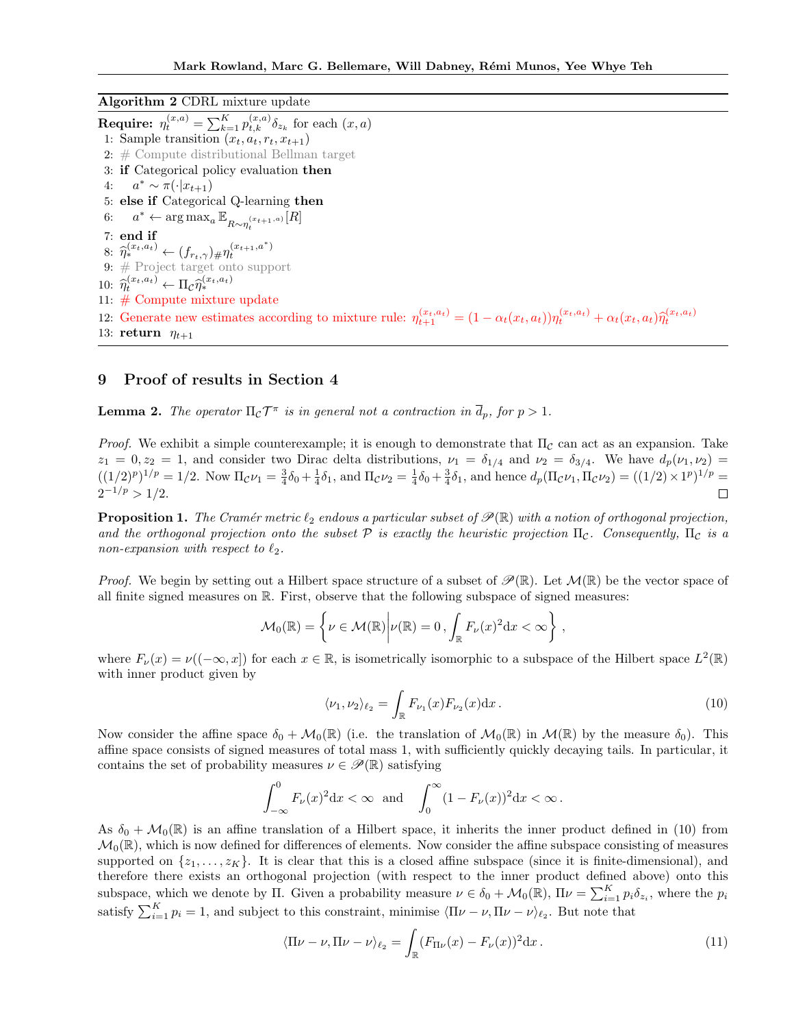**Algorithm 2** CDRL mixture update

**Require:** $\eta_t^{(x,a)} = \sum_{k=1}^K p_{t,k}^{(x,a)} \delta_{z_k}$ for each $(x, a)$

1: Sample transition $(x_t, a_t, r_t, x_{t+1})$
2: # Compute distributional Bellman target
3: **if** Categorical policy evaluation **then**
4: $\quad a^* \sim \pi(\cdot|x_{t+1})$
5: **else if** Categorical Q-learning **then**
6: $\quad a^* \leftarrow \arg\max_a \mathbb{E}_{R\sim\eta_t^{(x_{t+1},a)}}[R]$
7: **end if**
8: $\widehat{\eta}_*^{(x_t,a_t)} \leftarrow (f_{r_t,\gamma})_\# \eta_t^{(x_{t+1},a^*)}$
9: # Project target onto support
10: $\widehat{\eta}_t^{(x_t,a_t)} \leftarrow \Pi_\mathcal{C} \widehat{\eta}_*^{(x_t,a_t)}$
11: # Compute mixture update
12: Generate new estimates according to mixture rule: $\eta_{t+1}^{(x_t,a_t)} = (1-\alpha_t(x_t,a_t))\eta_t^{(x_t,a_t)} + \alpha_t(x_t,a_t)\widehat{\eta}_t^{(x_t,a_t)}$
13: **return** $\eta_{t+1}$

## 9 Proof of results in Section 4

**Lemma 2.** *The operator $\Pi_\mathcal{C}\mathcal{T}^\pi$ is in general not a contraction in $\overline{d}_p$, for $p > 1$.*

*Proof.* We exhibit a simple counterexample; it is enough to demonstrate that $\Pi_\mathcal{C}$ can act as an expansion. Take $z_1 = 0, z_2 = 1$, and consider two Dirac delta distributions, $\nu_1 = \delta_{1/4}$ and $\nu_2 = \delta_{3/4}$. We have $d_p(\nu_1, \nu_2) = ((1/2)^p)^{1/p} = 1/2$. Now $\Pi_\mathcal{C}\nu_1 = \frac{3}{4}\delta_0 + \frac{1}{4}\delta_1$, and $\Pi_\mathcal{C}\nu_2 = \frac{1}{4}\delta_0 + \frac{3}{4}\delta_1$, and hence $d_p(\Pi_\mathcal{C}\nu_1, \Pi_\mathcal{C}\nu_2) = ((1/2)\times 1^p)^{1/p} = 2^{-1/p} > 1/2$. ◻

**Proposition 1.** *The Cramér metric $\ell_2$ endows a particular subset of $\mathscr{P}(\mathbb{R})$ with a notion of orthogonal projection, and the orthogonal projection onto the subset $\mathcal{P}$ is exactly the heuristic projection $\Pi_\mathcal{C}$. Consequently, $\Pi_\mathcal{C}$ is a non-expansion with respect to $\ell_2$.*

*Proof.* We begin by setting out a Hilbert space structure of a subset of $\mathscr{P}(\mathbb{R})$. Let $\mathcal{M}(\mathbb{R})$ be the vector space of all finite signed measures on $\mathbb{R}$. First, observe that the following subspace of signed measures:

$$\mathcal{M}_0(\mathbb{R}) = \left\{ \nu \in \mathcal{M}(\mathbb{R}) \middle| \nu(\mathbb{R}) = 0\,, \int_\mathbb{R} F_\nu(x)^2 \mathrm{d}x < \infty \right\},$$

where $F_\nu(x) = \nu((-\infty, x])$ for each $x \in \mathbb{R}$, is isometrically isomorphic to a subspace of the Hilbert space $L^2(\mathbb{R})$ with inner product given by

$$\langle \nu_1, \nu_2 \rangle_{\ell_2} = \int_\mathbb{R} F_{\nu_1}(x) F_{\nu_2}(x) \mathrm{d}x\,. \tag{10}$$

Now consider the affine space $\delta_0 + \mathcal{M}_0(\mathbb{R})$ (i.e. the translation of $\mathcal{M}_0(\mathbb{R})$ in $\mathcal{M}(\mathbb{R})$ by the measure $\delta_0$). This affine space consists of signed measures of total mass 1, with sufficiently quickly decaying tails. In particular, it contains the set of probability measures $\nu \in \mathscr{P}(\mathbb{R})$ satisfying

$$\int_{-\infty}^0 F_\nu(x)^2 \mathrm{d}x < \infty \quad \text{and} \quad \int_0^\infty (1 - F_\nu(x))^2 \mathrm{d}x < \infty\,.$$

As $\delta_0 + \mathcal{M}_0(\mathbb{R})$ is an affine translation of a Hilbert space, it inherits the inner product defined in (10) from $\mathcal{M}_0(\mathbb{R})$, which is now defined for differences of elements. Now consider the affine subspace consisting of measures supported on $\{z_1, \ldots, z_K\}$. It is clear that this is a closed affine subspace (since it is finite-dimensional), and therefore there exists an orthogonal projection (with respect to the inner product defined above) onto this subspace, which we denote by $\Pi$. Given a probability measure $\nu \in \delta_0 + \mathcal{M}_0(\mathbb{R})$, $\Pi\nu = \sum_{i=1}^K p_i \delta_{z_i}$, where the $p_i$ satisfy $\sum_{i=1}^K p_i = 1$, and subject to this constraint, minimise $\langle \Pi\nu - \nu, \Pi\nu - \nu \rangle_{\ell_2}$. But note that

$$\langle \Pi\nu - \nu, \Pi\nu - \nu \rangle_{\ell_2} = \int_\mathbb{R} (F_{\Pi\nu}(x) - F_\nu(x))^2 \mathrm{d}x\,. \tag{11}$$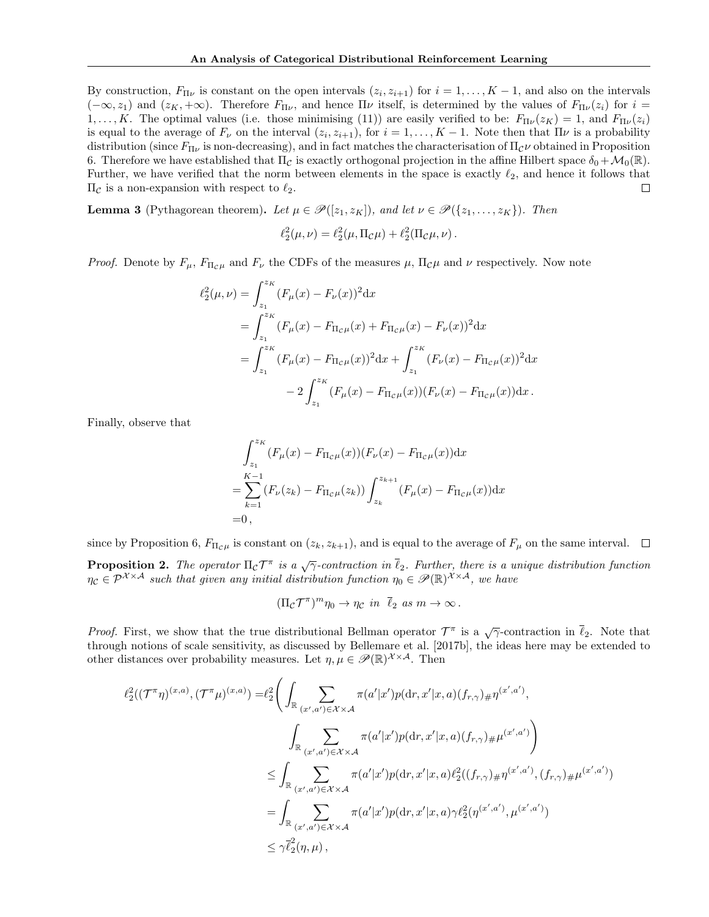By construction, $F_{\Pi\nu}$ is constant on the open intervals $(z_i, z_{i+1})$ for $i = 1, \ldots, K-1$, and also on the intervals $(-\infty, z_1)$ and $(z_K, +\infty)$. Therefore $F_{\Pi\nu}$, and hence $\Pi\nu$ itself, is determined by the values of $F_{\Pi\nu}(z_i)$ for $i = 1, \ldots, K$. The optimal values (i.e. those minimising (11)) are easily verified to be: $F_{\Pi\nu}(z_K) = 1$, and $F_{\Pi\nu}(z_i)$ is equal to the average of $F_\nu$ on the interval $(z_i, z_{i+1})$, for $i = 1, \ldots, K-1$. Note then that $\Pi\nu$ is a probability distribution (since $F_{\Pi\nu}$ is non-decreasing), and in fact matches the characterisation of $\Pi_{\mathcal{C}}\nu$ obtained in Proposition 6. Therefore we have established that $\Pi_{\mathcal{C}}$ is exactly orthogonal projection in the affine Hilbert space $\delta_0 + \mathcal{M}_0(\mathbb{R})$. Further, we have verified that the norm between elements in the space is exactly $\ell_2$, and hence it follows that $\Pi_{\mathcal{C}}$ is a non-expansion with respect to $\ell_2$. ◻

**Lemma 3** (Pythagorean theorem)**.** *Let $\mu \in \mathscr{P}([z_1, z_K])$, and let $\nu \in \mathscr{P}(\{z_1, \ldots, z_K\})$. Then*

$$\ell_2^2(\mu, \nu) = \ell_2^2(\mu, \Pi_{\mathcal{C}}\mu) + \ell_2^2(\Pi_{\mathcal{C}}\mu, \nu)\,.$$

*Proof.* Denote by $F_\mu$, $F_{\Pi_{\mathcal{C}}\mu}$ and $F_\nu$ the CDFs of the measures $\mu$, $\Pi_{\mathcal{C}}\mu$ and $\nu$ respectively. Now note

$$\begin{aligned}
\ell_2^2(\mu, \nu) &= \int_{z_1}^{z_K} (F_\mu(x) - F_\nu(x))^2 \mathrm{d}x \\
&= \int_{z_1}^{z_K} (F_\mu(x) - F_{\Pi_{\mathcal{C}}\mu}(x) + F_{\Pi_{\mathcal{C}}\mu}(x) - F_\nu(x))^2 \mathrm{d}x \\
&= \int_{z_1}^{z_K} (F_\mu(x) - F_{\Pi_{\mathcal{C}}\mu}(x))^2 \mathrm{d}x + \int_{z_1}^{z_K} (F_\nu(x) - F_{\Pi_{\mathcal{C}}\mu}(x))^2 \mathrm{d}x \\
&\qquad - 2\int_{z_1}^{z_K} (F_\mu(x) - F_{\Pi_{\mathcal{C}}\mu}(x))(F_\nu(x) - F_{\Pi_{\mathcal{C}}\mu}(x)) \mathrm{d}x\,.
\end{aligned}$$

Finally, observe that

$$\begin{aligned}
&\int_{z_1}^{z_K} (F_\mu(x) - F_{\Pi_{\mathcal{C}}\mu}(x))(F_\nu(x) - F_{\Pi_{\mathcal{C}}\mu}(x)) \mathrm{d}x \\
=& \sum_{k=1}^{K-1} (F_\nu(z_k) - F_{\Pi_{\mathcal{C}}\mu}(z_k)) \int_{z_k}^{z_{k+1}} (F_\mu(x) - F_{\Pi_{\mathcal{C}}\mu}(x)) \mathrm{d}x \\
=& 0\,,
\end{aligned}$$

since by Proposition 6, $F_{\Pi_{\mathcal{C}}\mu}$ is constant on $(z_k, z_{k+1})$, and is equal to the average of $F_\mu$ on the same interval. ◻

**Proposition 2.** *The operator $\Pi_{\mathcal{C}}\mathcal{T}^\pi$ is a $\sqrt{\gamma}$-contraction in $\overline{\ell}_2$. Further, there is a unique distribution function $\eta_{\mathcal{C}} \in \mathcal{P}^{\mathcal{X}\times\mathcal{A}}$ such that given any initial distribution function $\eta_0 \in \mathscr{P}(\mathbb{R})^{\mathcal{X}\times\mathcal{A}}$, we have*

$$(\Pi_{\mathcal{C}}\mathcal{T}^\pi)^m \eta_0 \to \eta_{\mathcal{C}} \text{ in } \overline{\ell}_2 \text{ as } m \to \infty\,.$$

*Proof.* First, we show that the true distributional Bellman operator $\mathcal{T}^\pi$ is a $\sqrt{\gamma}$-contraction in $\overline{\ell}_2$. Note that through notions of scale sensitivity, as discussed by Bellemare et al. [2017b], the ideas here may be extended to other distances over probability measures. Let $\eta, \mu \in \mathscr{P}(\mathbb{R})^{\mathcal{X}\times\mathcal{A}}$. Then

$$\begin{aligned}
\ell_2^2((\mathcal{T}^\pi\eta)^{(x,a)}, (\mathcal{T}^\pi\mu)^{(x,a)}) =& \ell_2^2\Bigg( \int_{\mathbb{R}} \sum_{(x',a')\in\mathcal{X}\times\mathcal{A}} \pi(a'|x')p(\mathrm{d}r, x'|x,a)(f_{r,\gamma})_\# \eta^{(x',a')}, \\
& \qquad \int_{\mathbb{R}} \sum_{(x',a')\in\mathcal{X}\times\mathcal{A}} \pi(a'|x')p(\mathrm{d}r, x'|x,a)(f_{r,\gamma})_\# \mu^{(x',a')} \Bigg) \\
\leq& \int_{\mathbb{R}} \sum_{(x',a')\in\mathcal{X}\times\mathcal{A}} \pi(a'|x')p(\mathrm{d}r, x'|x,a)\ell_2^2((f_{r,\gamma})_\# \eta^{(x',a')}, (f_{r,\gamma})_\# \mu^{(x',a')}) \\
=& \int_{\mathbb{R}} \sum_{(x',a')\in\mathcal{X}\times\mathcal{A}} \pi(a'|x')p(\mathrm{d}r, x'|x,a)\gamma\ell_2^2(\eta^{(x',a')}, \mu^{(x',a')}) \\
\leq& \gamma\overline{\ell}_2^2(\eta, \mu)\,,
\end{aligned}$$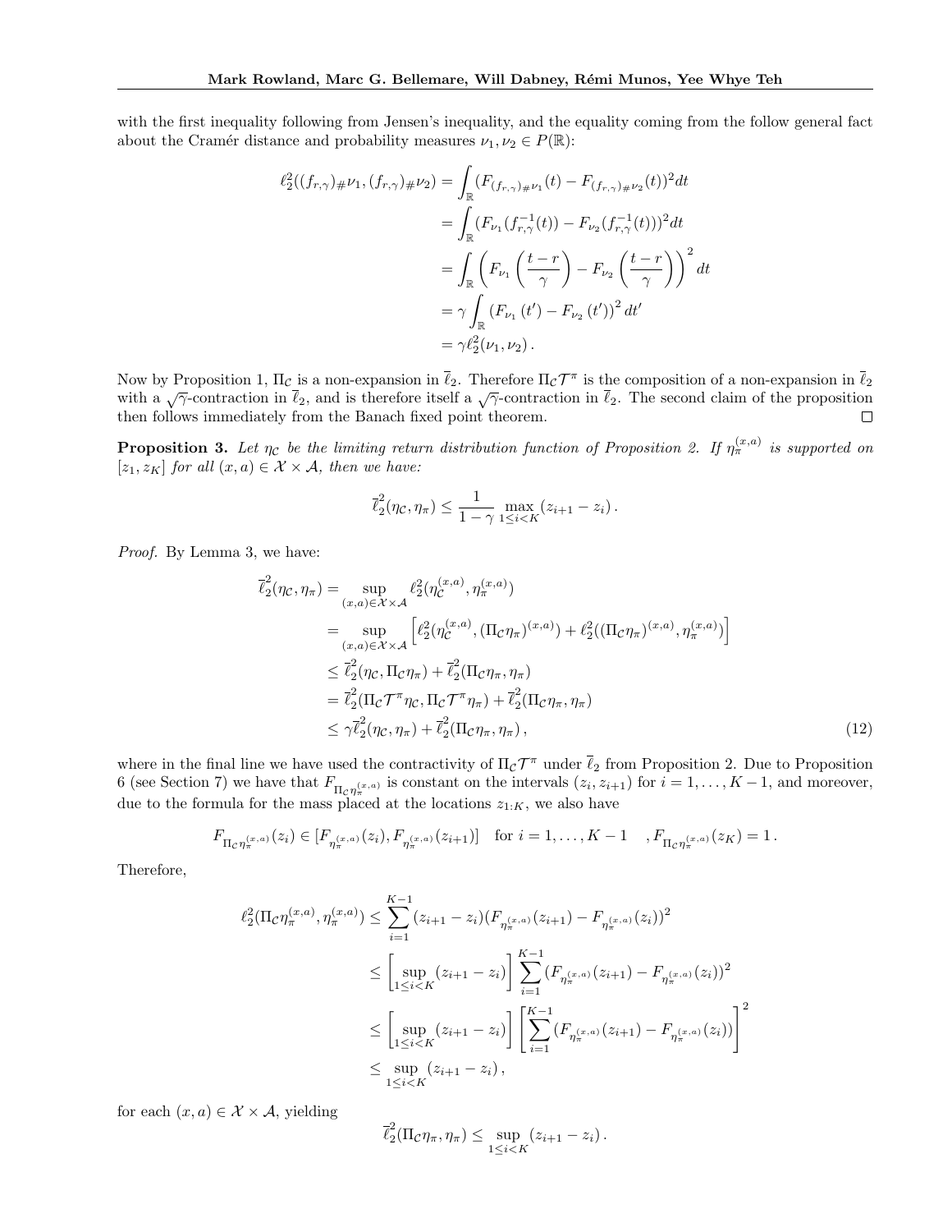with the first inequality following from Jensen's inequality, and the equality coming from the follow general fact about the Cramér distance and probability measures $\nu_1, \nu_2 \in P(\mathbb{R})$:

$$
\begin{aligned}
\ell_2^2((f_{r,\gamma})_\# \nu_1, (f_{r,\gamma})_\# \nu_2) &= \int_{\mathbb{R}} (F_{(f_{r,\gamma})_\# \nu_1}(t) - F_{(f_{r,\gamma})_\# \nu_2}(t))^2 dt \\
&= \int_{\mathbb{R}} (F_{\nu_1}(f_{r,\gamma}^{-1}(t)) - F_{\nu_2}(f_{r,\gamma}^{-1}(t)))^2 dt \\
&= \int_{\mathbb{R}} \left( F_{\nu_1}\left(\frac{t-r}{\gamma}\right) - F_{\nu_2}\left(\frac{t-r}{\gamma}\right)\right)^2 dt \\
&= \gamma \int_{\mathbb{R}} \left(F_{\nu_1}(t') - F_{\nu_2}(t')\right)^2 dt' \\
&= \gamma \ell_2^2(\nu_1, \nu_2) .
\end{aligned}
$$

Now by Proposition 1, $\Pi_{\mathcal{C}}$ is a non-expansion in $\overline{\ell}_2$. Therefore $\Pi_{\mathcal{C}}\mathcal{T}^\pi$ is the composition of a non-expansion in $\overline{\ell}_2$ with a $\sqrt{\gamma}$-contraction in $\overline{\ell}_2$, and is therefore itself a $\sqrt{\gamma}$-contraction in $\overline{\ell}_2$. The second claim of the proposition then follows immediately from the Banach fixed point theorem. $\square$

**Proposition 3.** *Let $\eta_{\mathcal{C}}$ be the limiting return distribution function of Proposition 2. If $\eta_\pi^{(x,a)}$ is supported on $[z_1, z_K]$ for all $(x,a) \in \mathcal{X} \times \mathcal{A}$, then we have:*

$$
\overline{\ell}_2^2(\eta_{\mathcal{C}}, \eta_\pi) \leq \frac{1}{1-\gamma} \max_{1 \leq i < K} (z_{i+1} - z_i) .
$$

*Proof.* By Lemma 3, we have:

$$
\begin{aligned}
\overline{\ell}_2^2(\eta_{\mathcal{C}}, \eta_\pi) &= \sup_{(x,a) \in \mathcal{X} \times \mathcal{A}} \ell_2^2(\eta_{\mathcal{C}}^{(x,a)}, \eta_\pi^{(x,a)}) \\
&= \sup_{(x,a) \in \mathcal{X} \times \mathcal{A}} \left[ \ell_2^2(\eta_{\mathcal{C}}^{(x,a)}, (\Pi_{\mathcal{C}}\eta_\pi)^{(x,a)}) + \ell_2^2((\Pi_{\mathcal{C}}\eta_\pi)^{(x,a)}, \eta_\pi^{(x,a)}) \right] \\
&\leq \overline{\ell}_2^2(\eta_{\mathcal{C}}, \Pi_{\mathcal{C}}\eta_\pi) + \overline{\ell}_2^2(\Pi_{\mathcal{C}}\eta_\pi, \eta_\pi) \\
&= \overline{\ell}_2^2(\Pi_{\mathcal{C}}\mathcal{T}^\pi \eta_{\mathcal{C}}, \Pi_{\mathcal{C}}\mathcal{T}^\pi \eta_\pi) + \overline{\ell}_2^2(\Pi_{\mathcal{C}}\eta_\pi, \eta_\pi) \\
&\leq \gamma \overline{\ell}_2^2(\eta_{\mathcal{C}}, \eta_\pi) + \overline{\ell}_2^2(\Pi_{\mathcal{C}}\eta_\pi, \eta_\pi) ,
\end{aligned} \tag{12}
$$

where in the final line we have used the contractivity of $\Pi_{\mathcal{C}}\mathcal{T}^\pi$ under $\overline{\ell}_2$ from Proposition 2. Due to Proposition 6 (see Section 7) we have that $F_{\Pi_{\mathcal{C}}\eta_\pi^{(x,a)}}$ is constant on the intervals $(z_i, z_{i+1})$ for $i = 1, \ldots, K-1$, and moreover, due to the formula for the mass placed at the locations $z_{1:K}$, we also have

$$
F_{\Pi_{\mathcal{C}}\eta_\pi^{(x,a)}}(z_i) \in [F_{\eta_\pi^{(x,a)}}(z_i), F_{\eta_\pi^{(x,a)}}(z_{i+1})] \quad \text{for } i = 1, \ldots, K-1 \quad , F_{\Pi_{\mathcal{C}}\eta_\pi^{(x,a)}}(z_K) = 1 .
$$

Therefore,

$$
\begin{aligned}
\ell_2^2(\Pi_{\mathcal{C}}\eta_\pi^{(x,a)}, \eta_\pi^{(x,a)}) &\leq \sum_{i=1}^{K-1} (z_{i+1} - z_i)(F_{\eta_\pi^{(x,a)}}(z_{i+1}) - F_{\eta_\pi^{(x,a)}}(z_i))^2 \\
&\leq \left[ \sup_{1 \leq i < K} (z_{i+1} - z_i) \right] \sum_{i=1}^{K-1} (F_{\eta_\pi^{(x,a)}}(z_{i+1}) - F_{\eta_\pi^{(x,a)}}(z_i))^2 \\
&\leq \left[ \sup_{1 \leq i < K} (z_{i+1} - z_i) \right] \left[ \sum_{i=1}^{K-1} (F_{\eta_\pi^{(x,a)}}(z_{i+1}) - F_{\eta_\pi^{(x,a)}}(z_i)) \right]^2 \\
&\leq \sup_{1 \leq i < K} (z_{i+1} - z_i) ,
\end{aligned}
$$

for each $(x,a) \in \mathcal{X} \times \mathcal{A}$, yielding

$$
\overline{\ell}_2^2(\Pi_{\mathcal{C}}\eta_\pi, \eta_\pi) \leq \sup_{1 \leq i < K} (z_{i+1} - z_i) .
$$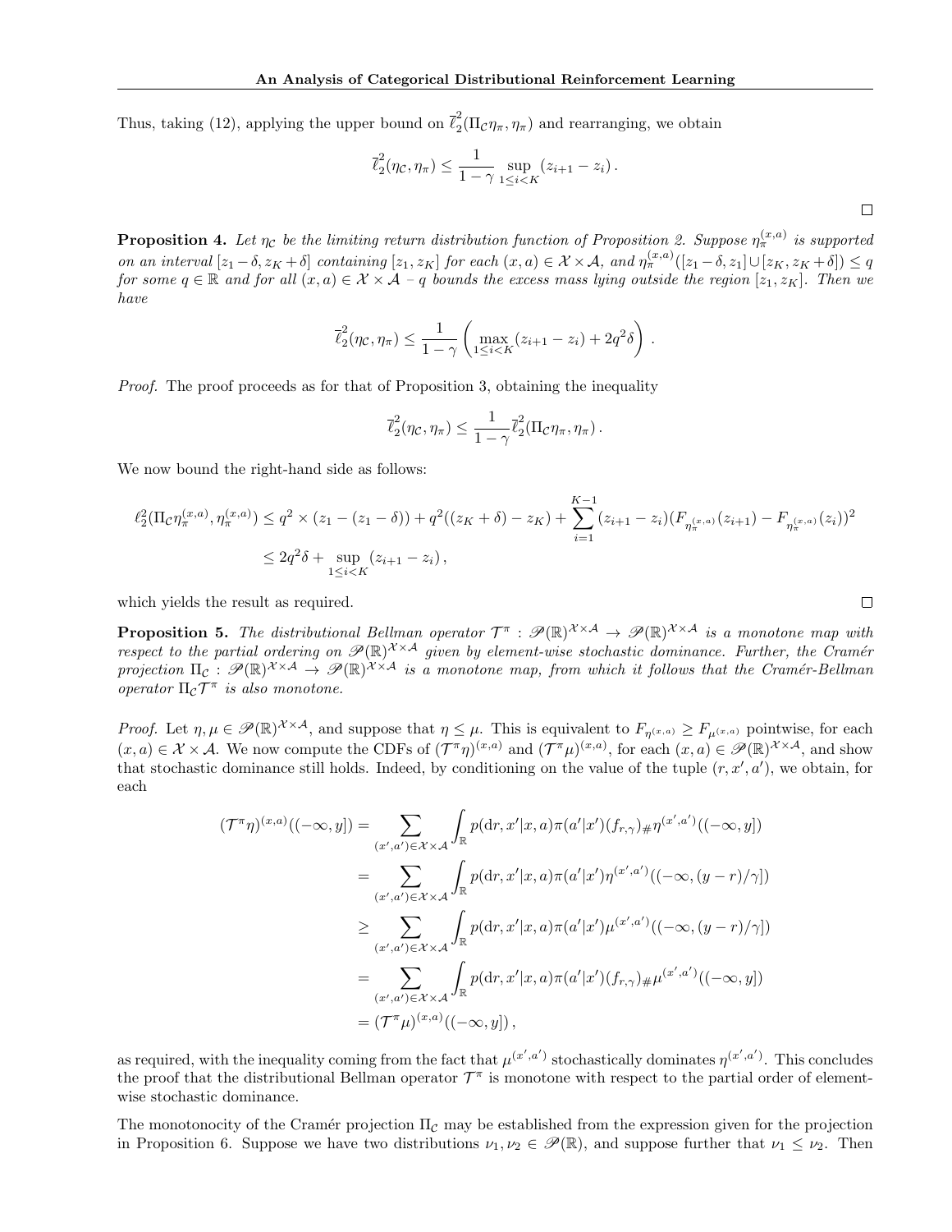Thus, taking (12), applying the upper bound on $\overline{\ell}_2^2(\Pi_{\mathcal{C}}\eta_\pi, \eta_\pi)$ and rearranging, we obtain

$$\overline{\ell}_2^2(\eta_{\mathcal{C}}, \eta_\pi) \leq \frac{1}{1-\gamma} \sup_{1 \leq i < K} (z_{i+1} - z_i) .$$

□

**Proposition 4.** *Let $\eta_{\mathcal{C}}$ be the limiting return distribution function of Proposition 2. Suppose $\eta_\pi^{(x,a)}$ is supported on an interval $[z_1 - \delta, z_K + \delta]$ containing $[z_1, z_K]$ for each $(x,a) \in \mathcal{X} \times \mathcal{A}$, and $\eta_\pi^{(x,a)}([z_1 - \delta, z_1] \cup [z_K, z_K + \delta]) \leq q$ for some $q \in \mathbb{R}$ and for all $(x,a) \in \mathcal{X} \times \mathcal{A}$ – $q$ bounds the excess mass lying outside the region $[z_1, z_K]$. Then we have*

$$\overline{\ell}_2^2(\eta_{\mathcal{C}}, \eta_\pi) \leq \frac{1}{1-\gamma} \left( \max_{1 \leq i < K} (z_{i+1} - z_i) + 2q^2 \delta \right) .$$

*Proof.* The proof proceeds as for that of Proposition 3, obtaining the inequality

$$\overline{\ell}_2^2(\eta_{\mathcal{C}}, \eta_\pi) \leq \frac{1}{1-\gamma} \overline{\ell}_2^2(\Pi_{\mathcal{C}}\eta_\pi, \eta_\pi) .$$

We now bound the right-hand side as follows:

$$\begin{aligned}
\ell_2^2(\Pi_{\mathcal{C}}\eta_\pi^{(x,a)}, \eta_\pi^{(x,a)}) &\leq q^2 \times (z_1 - (z_1 - \delta)) + q^2((z_K + \delta) - z_K) + \sum_{i=1}^{K-1} (z_{i+1} - z_i)(F_{\eta_\pi^{(x,a)}}(z_{i+1}) - F_{\eta_\pi^{(x,a)}}(z_i))^2 \\
&\leq 2q^2\delta + \sup_{1 \leq i < K} (z_{i+1} - z_i) ,
\end{aligned}$$

which yields the result as required. □

**Proposition 5.** *The distributional Bellman operator $\mathcal{T}^\pi : \mathscr{P}(\mathbb{R})^{\mathcal{X}\times\mathcal{A}} \to \mathscr{P}(\mathbb{R})^{\mathcal{X}\times\mathcal{A}}$ is a monotone map with respect to the partial ordering on $\mathscr{P}(\mathbb{R})^{\mathcal{X}\times\mathcal{A}}$ given by element-wise stochastic dominance. Further, the Cramér projection $\Pi_{\mathcal{C}} : \mathscr{P}(\mathbb{R})^{\mathcal{X}\times\mathcal{A}} \to \mathscr{P}(\mathbb{R})^{\mathcal{X}\times\mathcal{A}}$ is a monotone map, from which it follows that the Cramér-Bellman operator $\Pi_{\mathcal{C}}\mathcal{T}^\pi$ is also monotone.*

*Proof.* Let $\eta, \mu \in \mathscr{P}(\mathbb{R})^{\mathcal{X}\times\mathcal{A}}$, and suppose that $\eta \leq \mu$. This is equivalent to $F_{\eta^{(x,a)}} \geq F_{\mu^{(x,a)}}$ pointwise, for each $(x,a) \in \mathcal{X} \times \mathcal{A}$. We now compute the CDFs of $(\mathcal{T}^\pi\eta)^{(x,a)}$ and $(\mathcal{T}^\pi\mu)^{(x,a)}$, for each $(x,a) \in \mathscr{P}(\mathbb{R})^{\mathcal{X}\times\mathcal{A}}$, and show that stochastic dominance still holds. Indeed, by conditioning on the value of the tuple $(r, x', a')$, we obtain, for each

$$\begin{aligned}
(\mathcal{T}^\pi\eta)^{(x,a)}((-\infty, y]) &= \sum_{(x',a') \in \mathcal{X}\times\mathcal{A}} \int_{\mathbb{R}} p(\mathrm{d}r, x'|x,a)\pi(a'|x')(f_{r,\gamma})_\# \eta^{(x',a')}((-\infty, y]) \\
&= \sum_{(x',a') \in \mathcal{X}\times\mathcal{A}} \int_{\mathbb{R}} p(\mathrm{d}r, x'|x,a)\pi(a'|x')\eta^{(x',a')}((-\infty, (y-r)/\gamma]) \\
&\geq \sum_{(x',a') \in \mathcal{X}\times\mathcal{A}} \int_{\mathbb{R}} p(\mathrm{d}r, x'|x,a)\pi(a'|x')\mu^{(x',a')}((-\infty, (y-r)/\gamma]) \\
&= \sum_{(x',a') \in \mathcal{X}\times\mathcal{A}} \int_{\mathbb{R}} p(\mathrm{d}r, x'|x,a)\pi(a'|x')(f_{r,\gamma})_\# \mu^{(x',a')}((-\infty, y]) \\
&= (\mathcal{T}^\pi\mu)^{(x,a)}((-\infty, y]) ,
\end{aligned}$$

as required, with the inequality coming from the fact that $\mu^{(x',a')}$ stochastically dominates $\eta^{(x',a')}$. This concludes the proof that the distributional Bellman operator $\mathcal{T}^\pi$ is monotone with respect to the partial order of element-wise stochastic dominance.

The monotonocity of the Cramér projection $\Pi_{\mathcal{C}}$ may be established from the expression given for the projection in Proposition 6. Suppose we have two distributions $\nu_1, \nu_2 \in \mathscr{P}(\mathbb{R})$, and suppose further that $\nu_1 \leq \nu_2$. Then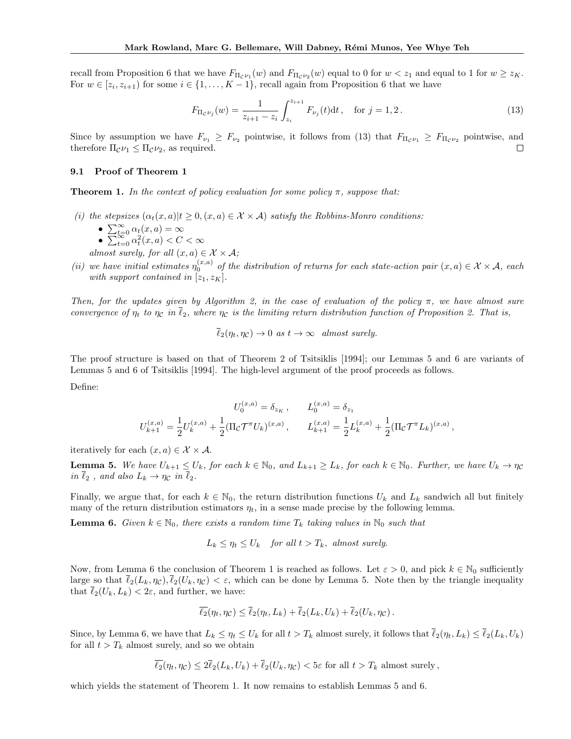recall from Proposition 6 that we have $F_{\Pi_\mathcal{C}\nu_1}(w)$ and $F_{\Pi_\mathcal{C}\nu_2}(w)$ equal to 0 for $w < z_1$ and equal to 1 for $w \geq z_K$. For $w \in [z_i, z_{i+1})$ for some $i \in \{1, \ldots, K-1\}$, recall again from Proposition 6 that we have

$$F_{\Pi_\mathcal{C}\nu_j}(w) = \frac{1}{z_{i+1} - z_i}\int_{z_i}^{z_{i+1}} F_{\nu_j}(t)\mathrm{d}t\,, \quad \text{for } j = 1, 2\,. \tag{13}$$

Since by assumption we have $F_{\nu_1} \geq F_{\nu_2}$ pointwise, it follows from (13) that $F_{\Pi_\mathcal{C}\nu_1} \geq F_{\Pi_\mathcal{C}\nu_2}$ pointwise, and therefore $\Pi_\mathcal{C}\nu_1 \leq \Pi_\mathcal{C}\nu_2$, as required. □

## 9.1 Proof of Theorem 1

**Theorem 1.** *In the context of policy evaluation for some policy $\pi$, suppose that:*

*(i) the stepsizes $(\alpha_t(x,a) | t \geq 0, (x,a) \in \mathcal{X} \times \mathcal{A})$ satisfy the Robbins-Monro conditions:*
- $\sum_{t=0}^{\infty} \alpha_t(x,a) = \infty$
- $\sum_{t=0}^{\infty} \alpha_t^2(x,a) < C < \infty$

*almost surely, for all $(x,a) \in \mathcal{X} \times \mathcal{A}$;*

*(ii) we have initial estimates $\eta_0^{(x,a)}$ of the distribution of returns for each state-action pair $(x,a) \in \mathcal{X} \times \mathcal{A}$, each with support contained in $[z_1, z_K]$.*

*Then, for the updates given by Algorithm 2, in the case of evaluation of the policy $\pi$, we have almost sure convergence of $\eta_t$ to $\eta_\mathcal{C}$ in $\overline{\ell}_2$, where $\eta_\mathcal{C}$ is the limiting return distribution function of Proposition 2. That is,*

$$\overline{\ell}_2(\eta_t, \eta_\mathcal{C}) \to 0 \text{ as } t \to \infty \text{ almost surely.}$$

The proof structure is based on that of Theorem 2 of Tsitsiklis [1994]; our Lemmas 5 and 6 are variants of Lemmas 5 and 6 of Tsitsiklis [1994]. The high-level argument of the proof proceeds as follows.

Define:

$$U_0^{(x,a)} = \delta_{z_K}\,, \qquad L_0^{(x,a)} = \delta_{z_1}$$

$$U_{k+1}^{(x,a)} = \frac{1}{2}U_k^{(x,a)} + \frac{1}{2}(\Pi_\mathcal{C}\mathcal{T}^\pi U_k)^{(x,a)}\,, \qquad L_{k+1}^{(x,a)} = \frac{1}{2}L_k^{(x,a)} + \frac{1}{2}(\Pi_\mathcal{C}\mathcal{T}^\pi L_k)^{(x,a)}\,,$$

iteratively for each $(x,a) \in \mathcal{X} \times \mathcal{A}$.

**Lemma 5.** *We have $U_{k+1} \leq U_k$, for each $k \in \mathbb{N}_0$, and $L_{k+1} \geq L_k$, for each $k \in \mathbb{N}_0$. Further, we have $U_k \to \eta_\mathcal{C}$ in $\overline{\ell}_2$ , and also $L_k \to \eta_\mathcal{C}$ in $\overline{\ell}_2$.*

Finally, we argue that, for each $k \in \mathbb{N}_0$, the return distribution functions $U_k$ and $L_k$ sandwich all but finitely many of the return distribution estimators $\eta_t$, in a sense made precise by the following lemma.

**Lemma 6.** *Given $k \in \mathbb{N}_0$, there exists a random time $T_k$ taking values in $\mathbb{N}_0$ such that*

$$L_k \leq \eta_t \leq U_k \quad \text{for all } t > T_k, \text{ almost surely.}$$

Now, from Lemma 6 the conclusion of Theorem 1 is reached as follows. Let $\varepsilon > 0$, and pick $k \in \mathbb{N}_0$ sufficiently large so that $\overline{\ell}_2(L_k, \eta_\mathcal{C}), \overline{\ell}_2(U_k, \eta_\mathcal{C}) < \varepsilon$, which can be done by Lemma 5. Note then by the triangle inequality that $\overline{\ell}_2(U_k, L_k) < 2\varepsilon$, and further, we have:

$$\overline{\ell_2}(\eta_t, \eta_\mathcal{C}) \leq \overline{\ell}_2(\eta_t, L_k) + \overline{\ell}_2(L_k, U_k) + \overline{\ell}_2(U_k, \eta_\mathcal{C})\,.$$

Since, by Lemma 6, we have that $L_k \leq \eta_t \leq U_k$ for all $t > T_k$ almost surely, it follows that $\overline{\ell}_2(\eta_t, L_k) \leq \overline{\ell}_2(L_k, U_k)$ for all $t > T_k$ almost surely, and so we obtain

$$\overline{\ell_2}(\eta_t, \eta_\mathcal{C}) \leq 2\overline{\ell}_2(L_k, U_k) + \overline{\ell}_2(U_k, \eta_\mathcal{C}) < 5\varepsilon \text{ for all } t > T_k \text{ almost surely}\,,$$

which yields the statement of Theorem 1. It now remains to establish Lemmas 5 and 6.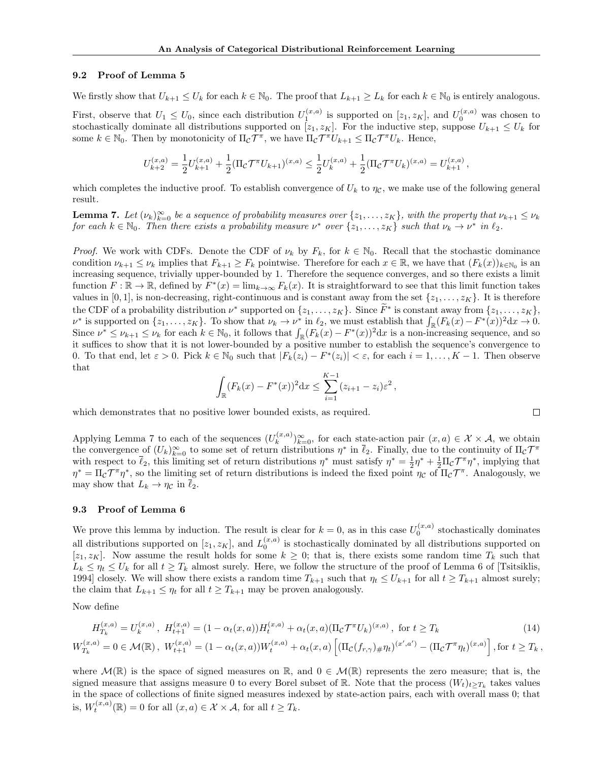### 9.2 Proof of Lemma 5

We firstly show that $U_{k+1} \leq U_k$ for each $k \in \mathbb{N}_0$. The proof that $L_{k+1} \geq L_k$ for each $k \in \mathbb{N}_0$ is entirely analogous.

First, observe that $U_1 \leq U_0$, since each distribution $U_1^{(x,a)}$ is supported on $[z_1, z_K]$, and $U_0^{(x,a)}$ was chosen to stochastically dominate all distributions supported on $[z_1, z_K]$. For the inductive step, suppose $U_{k+1} \leq U_k$ for some $k \in \mathbb{N}_0$. Then by monotonicity of $\Pi_{\mathcal{C}}\mathcal{T}^\pi$, we have $\Pi_{\mathcal{C}}\mathcal{T}^\pi U_{k+1} \leq \Pi_{\mathcal{C}}\mathcal{T}^\pi U_k$. Hence,

$$U_{k+2}^{(x,a)} = \frac{1}{2}U_{k+1}^{(x,a)} + \frac{1}{2}(\Pi_{\mathcal{C}}\mathcal{T}^\pi U_{k+1})^{(x,a)} \leq \frac{1}{2}U_k^{(x,a)} + \frac{1}{2}(\Pi_{\mathcal{C}}\mathcal{T}^\pi U_k)^{(x,a)} = U_{k+1}^{(x,a)} ,$$

which completes the inductive proof. To establish convergence of $U_k$ to $\eta_{\mathcal{C}}$, we make use of the following general result.

**Lemma 7.** *Let $(\nu_k)_{k=0}^\infty$ be a sequence of probability measures over $\{z_1, \ldots, z_K\}$, with the property that $\nu_{k+1} \leq \nu_k$ for each $k \in \mathbb{N}_0$. Then there exists a probability measure $\nu^*$ over $\{z_1, \ldots, z_K\}$ such that $\nu_k \to \nu^*$ in $\ell_2$.*

*Proof.* We work with CDFs. Denote the CDF of $\nu_k$ by $F_k$, for $k \in \mathbb{N}_0$. Recall that the stochastic dominance condition $\nu_{k+1} \leq \nu_k$ implies that $F_{k+1} \geq F_k$ pointwise. Therefore for each $x \in \mathbb{R}$, we have that $(F_k(x))_{k\in\mathbb{N}_0}$ is an increasing sequence, trivially upper-bounded by 1. Therefore the sequence converges, and so there exists a limit function $F : \mathbb{R} \to \mathbb{R}$, defined by $F^*(x) = \lim_{k\to\infty} F_k(x)$. It is straightforward to see that this limit function takes values in $[0, 1]$, is non-decreasing, right-continuous and is constant away from the set $\{z_1, \ldots, z_K\}$. It is therefore the CDF of a probability distribution $\nu^*$ supported on $\{z_1, \ldots, z_K\}$. Since $\widetilde{F}^*$ is constant away from $\{z_1, \ldots, z_K\}$, $\nu^*$ is supported on $\{z_1, \ldots, z_K\}$. To show that $\nu_k \to \nu^*$ in $\ell_2$, we must establish that $\int_{\mathbb{R}}(F_k(x) - F^*(x))^2 \mathrm{d}x \to 0$. Since $\nu^* \leq \nu_{k+1} \leq \nu_k$ for each $k \in \mathbb{N}_0$, it follows that $\int_{\mathbb{R}}(F_k(x) - F^*(x))^2 \mathrm{d}x$ is a non-increasing sequence, and so it suffices to show that it is not lower-bounded by a positive number to establish the sequence's convergence to 0. To that end, let $\varepsilon > 0$. Pick $k \in \mathbb{N}_0$ such that $|F_k(z_i) - F^*(z_i)| < \varepsilon$, for each $i = 1, \ldots, K-1$. Then observe that

$$\int_{\mathbb{R}}(F_k(x) - F^*(x))^2 \mathrm{d}x \leq \sum_{i=1}^{K-1}(z_{i+1} - z_i)\varepsilon^2 ,$$

which demonstrates that no positive lower bounded exists, as required. ◻

Applying Lemma 7 to each of the sequences $(U_k^{(x,a)})_{k=0}^\infty$, for each state-action pair $(x, a) \in \mathcal{X} \times \mathcal{A}$, we obtain the convergence of $(U_k)_{k=0}^\infty$ to some set of return distributions $\eta^*$ in $\overline{\ell}_2$. Finally, due to the continuity of $\Pi_{\mathcal{C}}\mathcal{T}^\pi$ with respect to $\overline{\ell}_2$, this limiting set of return distributions $\eta^*$ must satisfy $\eta^* = \frac{1}{2}\eta^* + \frac{1}{2}\Pi_{\mathcal{C}}\mathcal{T}^\pi\eta^*$, implying that $\eta^* = \Pi_{\mathcal{C}}\mathcal{T}^\pi\eta^*$, so the limiting set of return distributions is indeed the fixed point $\eta_{\mathcal{C}}$ of $\Pi_{\mathcal{C}}\mathcal{T}^\pi$. Analogously, we may show that $L_k \to \eta_{\mathcal{C}}$ in $\overline{\ell}_2$.

### 9.3 Proof of Lemma 6

We prove this lemma by induction. The result is clear for $k = 0$, as in this case $U_0^{(x,a)}$ stochastically dominates all distributions supported on $[z_1, z_K]$, and $L_0^{(x,a)}$ is stochastically dominated by all distributions supported on $[z_1, z_K]$. Now assume the result holds for some $k \geq 0$; that is, there exists some random time $T_k$ such that $L_k \leq \eta_t \leq U_k$ for all $t \geq T_k$ almost surely. Here, we follow the structure of the proof of Lemma 6 of [Tsitsiklis, 1994] closely. We will show there exists a random time $T_{k+1}$ such that $\eta_t \leq U_{k+1}$ for all $t \geq T_{k+1}$ almost surely; the claim that $L_{k+1} \leq \eta_t$ for all $t \geq T_{k+1}$ may be proven analogously.

Now define

$$H_{T_k}^{(x,a)} = U_k^{(x,a)} , \; H_{t+1}^{(x,a)} = (1 - \alpha_t(x, a))H_t^{(x,a)} + \alpha_t(x, a)(\Pi_{\mathcal{C}}\mathcal{T}^\pi U_k)^{(x,a)} , \text{ for } t \geq T_k \tag{14}$$

$$W_{T_k}^{(x,a)} = 0 \in \mathcal{M}(\mathbb{R}) , \; W_{t+1}^{(x,a)} = (1 - \alpha_t(x, a))W_t^{(x,a)} + \alpha_t(x, a)\left[(\Pi_{\mathcal{C}}(f_{r,\gamma})_\# \eta_t)^{(x',a')} - (\Pi_{\mathcal{C}}\mathcal{T}^\pi\eta_t)^{(x,a)}\right] , \text{for } t \geq T_k ,$$

where $\mathcal{M}(\mathbb{R})$ is the space of signed measures on $\mathbb{R}$, and $0 \in \mathcal{M}(\mathbb{R})$ represents the zero measure; that is, the signed measure that assigns measure 0 to every Borel subset of $\mathbb{R}$. Note that the process $(W_t)_{t\geq T_k}$ takes values in the space of collections of finite signed measures indexed by state-action pairs, each with overall mass 0; that is, $W_t^{(x,a)}(\mathbb{R}) = 0$ for all $(x, a) \in \mathcal{X} \times \mathcal{A}$, for all $t \geq T_k$.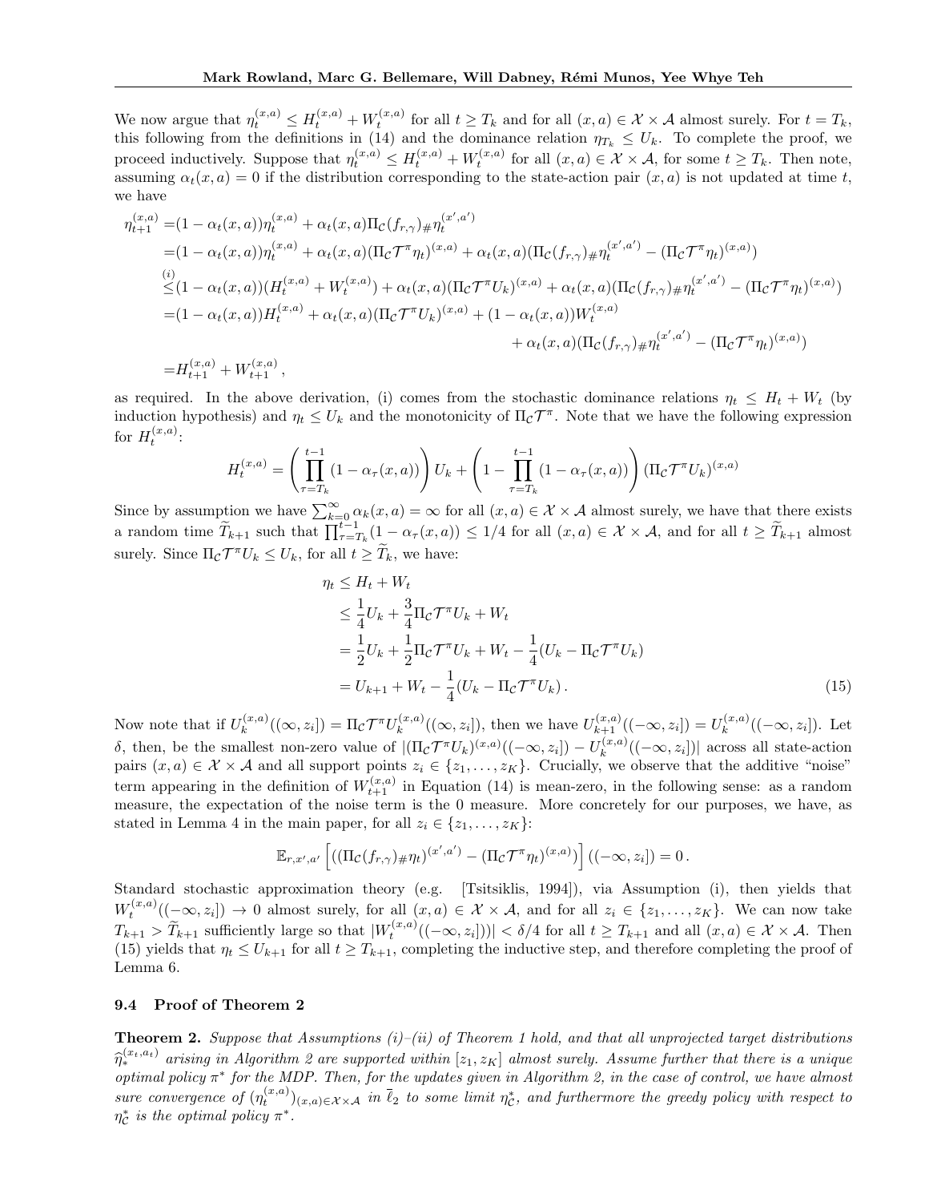We now argue that $\eta_t^{(x,a)} \leq H_t^{(x,a)} + W_t^{(x,a)}$ for all $t \geq T_k$ and for all $(x,a) \in \mathcal{X} \times \mathcal{A}$ almost surely. For $t = T_k$, this following from the definitions in (14) and the dominance relation $\eta_{T_k} \leq U_k$. To complete the proof, we proceed inductively. Suppose that $\eta_t^{(x,a)} \leq H_t^{(x,a)} + W_t^{(x,a)}$ for all $(x,a) \in \mathcal{X} \times \mathcal{A}$, for some $t \geq T_k$. Then note, assuming $\alpha_t(x,a) = 0$ if the distribution corresponding to the state-action pair $(x,a)$ is not updated at time $t$, we have

$$
\begin{aligned}
\eta_{t+1}^{(x,a)} =& (1-\alpha_t(x,a))\eta_t^{(x,a)} + \alpha_t(x,a)\Pi_{\mathcal{C}}(f_{r,\gamma})_{\#}\eta_t^{(x',a')} \\
=& (1-\alpha_t(x,a))\eta_t^{(x,a)} + \alpha_t(x,a)(\Pi_{\mathcal{C}}\mathcal{T}^\pi\eta_t)^{(x,a)} + \alpha_t(x,a)(\Pi_{\mathcal{C}}(f_{r,\gamma})_{\#}\eta_t^{(x',a')} - (\Pi_{\mathcal{C}}\mathcal{T}^\pi\eta_t)^{(x,a)}) \\
\overset{(i)}{\leq}& (1-\alpha_t(x,a))(H_t^{(x,a)} + W_t^{(x,a)}) + \alpha_t(x,a)(\Pi_{\mathcal{C}}\mathcal{T}^\pi U_k)^{(x,a)} + \alpha_t(x,a)(\Pi_{\mathcal{C}}(f_{r,\gamma})_{\#}\eta_t^{(x',a')} - (\Pi_{\mathcal{C}}\mathcal{T}^\pi\eta_t)^{(x,a)}) \\
=& (1-\alpha_t(x,a))H_t^{(x,a)} + \alpha_t(x,a)(\Pi_{\mathcal{C}}\mathcal{T}^\pi U_k)^{(x,a)} + (1-\alpha_t(x,a))W_t^{(x,a)} \\
&+ \alpha_t(x,a)(\Pi_{\mathcal{C}}(f_{r,\gamma})_{\#}\eta_t^{(x',a')} - (\Pi_{\mathcal{C}}\mathcal{T}^\pi\eta_t)^{(x,a)}) \\
=& H_{t+1}^{(x,a)} + W_{t+1}^{(x,a)} ,
\end{aligned}
$$

as required. In the above derivation, (i) comes from the stochastic dominance relations $\eta_t \leq H_t + W_t$ (by induction hypothesis) and $\eta_t \leq U_k$ and the monotonicity of $\Pi_{\mathcal{C}}\mathcal{T}^\pi$. Note that we have the following expression for $H_t^{(x,a)}$:

$$
H_t^{(x,a)} = \left(\prod_{\tau=T_k}^{t-1}(1-\alpha_\tau(x,a))\right)U_k + \left(1 - \prod_{\tau=T_k}^{t-1}(1-\alpha_\tau(x,a))\right)(\Pi_{\mathcal{C}}\mathcal{T}^\pi U_k)^{(x,a)}
$$

Since by assumption we have $\sum_{k=0}^\infty \alpha_k(x,a) = \infty$ for all $(x,a) \in \mathcal{X} \times \mathcal{A}$ almost surely, we have that there exists a random time $\widetilde{T}_{k+1}$ such that $\prod_{\tau=T_k}^{t-1}(1-\alpha_\tau(x,a)) \leq 1/4$ for all $(x,a) \in \mathcal{X} \times \mathcal{A}$, and for all $t \geq \widetilde{T}_{k+1}$ almost surely. Since $\Pi_{\mathcal{C}}\mathcal{T}^\pi U_k \leq U_k$, for all $t \geq \widetilde{T}_k$, we have:

$$
\begin{aligned}
\eta_t &\leq H_t + W_t \\
&\leq \frac{1}{4}U_k + \frac{3}{4}\Pi_{\mathcal{C}}\mathcal{T}^\pi U_k + W_t \\
&= \frac{1}{2}U_k + \frac{1}{2}\Pi_{\mathcal{C}}\mathcal{T}^\pi U_k + W_t - \frac{1}{4}(U_k - \Pi_{\mathcal{C}}\mathcal{T}^\pi U_k) \\
&= U_{k+1} + W_t - \frac{1}{4}(U_k - \Pi_{\mathcal{C}}\mathcal{T}^\pi U_k) \, .
\end{aligned} \tag{15}
$$

Now note that if $U_k^{(x,a)}((\infty, z_i]) = \Pi_{\mathcal{C}}\mathcal{T}^\pi U_k^{(x,a)}((\infty, z_i])$, then we have $U_{k+1}^{(x,a)}((-\infty, z_i]) = U_k^{(x,a)}((-\infty, z_i])$. Let $\delta$, then, be the smallest non-zero value of $|(\Pi_{\mathcal{C}}\mathcal{T}^\pi U_k)^{(x,a)}((-\infty, z_i]) - U_k^{(x,a)}((-\infty, z_i])|$ across all state-action pairs $(x,a) \in \mathcal{X} \times \mathcal{A}$ and all support points $z_i \in \{z_1, \ldots, z_K\}$. Crucially, we observe that the additive "noise" term appearing in the definition of $W_{t+1}^{(x,a)}$ in Equation (14) is mean-zero, in the following sense: as a random measure, the expectation of the noise term is the 0 measure. More concretely for our purposes, we have, as stated in Lemma 4 in the main paper, for all $z_i \in \{z_1, \ldots, z_K\}$:

$$
\mathbb{E}_{r,x',a'}\left[((\Pi_{\mathcal{C}}(f_{r,\gamma})_{\#}\eta_t)^{(x',a')} - (\Pi_{\mathcal{C}}\mathcal{T}^\pi\eta_t)^{(x,a)})\right]((-\infty, z_i]) = 0 \, .
$$

Standard stochastic approximation theory (e.g. [Tsitsiklis, 1994]), via Assumption (i), then yields that $W_t^{(x,a)}((-\infty, z_i]) \to 0$ almost surely, for all $(x,a) \in \mathcal{X} \times \mathcal{A}$, and for all $z_i \in \{z_1, \ldots, z_K\}$. We can now take $T_{k+1} > \widetilde{T}_{k+1}$ sufficiently large so that $|W_t^{(x,a)}((-\infty, z_i]))| < \delta/4$ for all $t \geq T_{k+1}$ and all $(x,a) \in \mathcal{X} \times \mathcal{A}$. Then (15) yields that $\eta_t \leq U_{k+1}$ for all $t \geq T_{k+1}$, completing the inductive step, and therefore completing the proof of Lemma 6.

### 9.4 Proof of Theorem 2

**Theorem 2.** *Suppose that Assumptions (i)–(ii) of Theorem 1 hold, and that all unprojected target distributions $\widehat{\eta}_*^{(x_t,a_t)}$ arising in Algorithm 2 are supported within $[z_1, z_K]$ almost surely. Assume further that there is a unique optimal policy $\pi^*$ for the MDP. Then, for the updates given in Algorithm 2, in the case of control, we have almost sure convergence of $(\eta_t^{(x,a)})_{(x,a)\in\mathcal{X}\times\mathcal{A}}$ in $\overline{\ell}_2$ to some limit $\eta_{\mathcal{C}}^*$, and furthermore the greedy policy with respect to $\eta_{\mathcal{C}}^*$ is the optimal policy $\pi^*$.*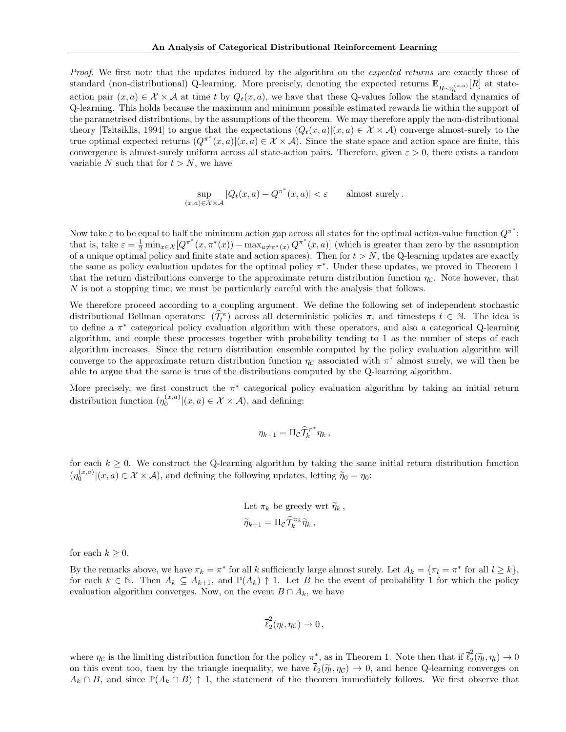*Proof.* We first note that the updates induced by the algorithm on the *expected returns* are exactly those of standard (non-distributional) Q-learning. More precisely, denoting the expected returns $\mathbb{E}_{R \sim \eta_t^{(x,a)}}[R]$ at state-action pair $(x, a) \in \mathcal{X} \times \mathcal{A}$ at time $t$ by $Q_t(x, a)$, we have that these Q-values follow the standard dynamics of Q-learning. This holds because the maximum and minimum possible estimated rewards lie within the support of the parametrised distributions, by the assumptions of the theorem. We may therefore apply the non-distributional theory [Tsitsiklis, 1994] to argue that the expectations $(Q_t(x, a)|(x, a) \in \mathcal{X} \times \mathcal{A})$ converge almost-surely to the true optimal expected returns $(Q^{\pi^*}(x, a)|(x, a) \in \mathcal{X} \times \mathcal{A})$. Since the state space and action space are finite, this convergence is almost-surely uniform across all state-action pairs. Therefore, given $\varepsilon > 0$, there exists a random variable $N$ such that for $t > N$, we have

$$
\sup_{(x,a) \in \mathcal{X} \times \mathcal{A}} |Q_t(x, a) - Q^{\pi^*}(x, a)| < \varepsilon \qquad \text{almost surely} .
$$

Now take $\varepsilon$ to be equal to half the minimum action gap across all states for the optimal action-value function $Q^{\pi^*}$; that is, take $\varepsilon = \frac{1}{2} \min_{x \in \mathcal{X}} [Q^{\pi^*}(x, \pi^*(x)) - \max_{a \neq \pi^*(x)} Q^{\pi^*}(x, a)]$ (which is greater than zero by the assumption of a unique optimal policy and finite state and action spaces). Then for $t > N$, the Q-learning updates are exactly the same as policy evaluation updates for the optimal policy $\pi^*$. Under these updates, we proved in Theorem 1 that the return distributions converge to the approximate return distribution function $\eta_{\mathcal{C}}$. Note however, that $N$ is not a stopping time; we must be particularly careful with the analysis that follows.

We therefore proceed according to a coupling argument. We define the following set of independent stochastic distributional Bellman operators: $(\widehat{\mathcal{T}}_t^{\pi})$ across all deterministic policies $\pi$, and timesteps $t \in \mathbb{N}$. The idea is to define a $\pi^*$ categorical policy evaluation algorithm with these operators, and also a categorical Q-learning algorithm, and couple these processes together with probability tending to 1 as the number of steps of each algorithm increases. Since the return distribution ensemble computed by the policy evaluation algorithm will converge to the approximate return distribution function $\eta_{\mathcal{C}}$ associated with $\pi^*$ almost surely, we will then be able to argue that the same is true of the distributions computed by the Q-learning algorithm.

More precisely, we first construct the $\pi^*$ categorical policy evaluation algorithm by taking an initial return distribution function $(\eta_0^{(x,a)}|(x, a) \in \mathcal{X} \times \mathcal{A})$, and defining:

$$
\eta_{k+1} = \Pi_{\mathcal{C}} \widehat{\mathcal{T}}_k^{\pi^*} \eta_k ,
$$

for each $k \geq 0$. We construct the Q-learning algorithm by taking the same initial return distribution function $(\eta_0^{(x,a)}|(x, a) \in \mathcal{X} \times \mathcal{A})$, and defining the following updates, letting $\widetilde{\eta}_0 = \eta_0$:

$$
\begin{aligned}
&\text{Let } \pi_k \text{ be greedy wrt } \widetilde{\eta}_k , \\
&\widetilde{\eta}_{k+1} = \Pi_{\mathcal{C}} \widehat{\mathcal{T}}_k^{\pi_k} \widetilde{\eta}_k ,
\end{aligned}
$$

for each $k \geq 0$.

By the remarks above, we have $\pi_k = \pi^*$ for all $k$ sufficiently large almost surely. Let $A_k = \{\pi_l = \pi^* \text{ for all } l \geq k\}$, for each $k \in \mathbb{N}$. Then $A_k \subseteq A_{k+1}$, and $\mathbb{P}(A_k) \uparrow 1$. Let $B$ be the event of probability 1 for which the policy evaluation algorithm converges. Now, on the event $B \cap A_k$, we have

$$
\overline{\ell}_2^2(\eta_l, \eta_{\mathcal{C}}) \to 0 ,
$$

where $\eta_{\mathcal{C}}$ is the limiting distribution function for the policy $\pi^*$, as in Theorem 1. Note then that if $\overline{\ell}_2^2(\widetilde{\eta}_l, \eta_l) \to 0$ on this event too, then by the triangle inequality, we have $\overline{\ell}_2(\widetilde{\eta}_l, \eta_{\mathcal{C}}) \to 0$, and hence Q-learning converges on $A_k \cap B$, and since $\mathbb{P}(A_k \cap B) \uparrow 1$, the statement of the theorem immediately follows. We first observe that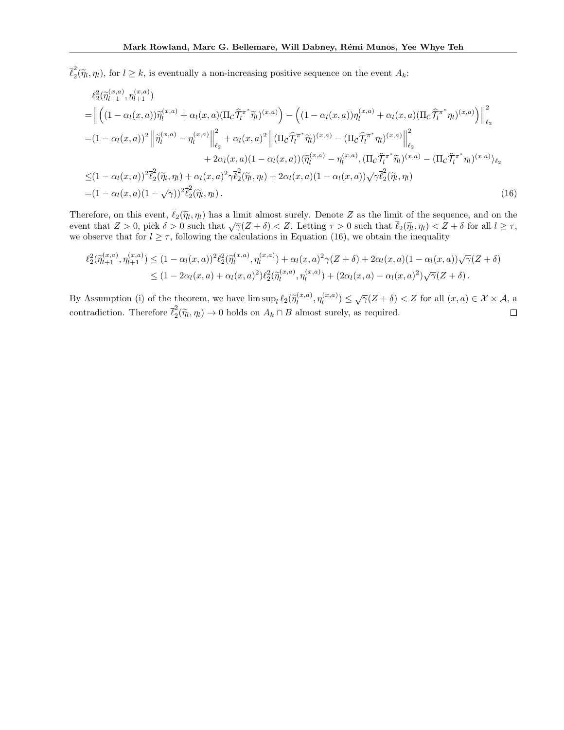$\overline{\ell}_2^2(\widetilde{\eta}_l, \eta_l)$, for $l \geq k$, is eventually a non-increasing positive sequence on the event $A_k$:

$$
\begin{aligned}
&\ell_2^2(\widetilde{\eta}_{l+1}^{(x,a)}, \eta_{l+1}^{(x,a)}) \\
=&\left\| \Big( (1-\alpha_l(x,a))\widetilde{\eta}_l^{(x,a)} + \alpha_l(x,a)(\Pi_{\mathcal{C}}\widehat{\mathcal{T}}_l^{\pi^*}\widetilde{\eta}_l)^{(x,a)} \Big) - \Big( (1-\alpha_l(x,a))\eta_l^{(x,a)} + \alpha_l(x,a)(\Pi_{\mathcal{C}}\widehat{\mathcal{T}}_l^{\pi^*}\eta_l)^{(x,a)} \Big) \right\|_{\ell_2}^2 \\
=&(1-\alpha_l(x,a))^2 \left\| \widetilde{\eta}_l^{(x,a)} - \eta_l^{(x,a)} \right\|_{\ell_2}^2 + \alpha_l(x,a)^2 \left\| (\Pi_{\mathcal{C}}\widehat{\mathcal{T}}_l^{\pi^*}\widetilde{\eta}_l)^{(x,a)} - (\Pi_{\mathcal{C}}\widehat{\mathcal{T}}_l^{\pi^*}\eta_l)^{(x,a)} \right\|_{\ell_2}^2 \\
&\qquad + 2\alpha_l(x,a)(1-\alpha_l(x,a))\langle \widetilde{\eta}_l^{(x,a)} - \eta_l^{(x,a)}, (\Pi_{\mathcal{C}}\widehat{\mathcal{T}}_l^{\pi^*}\widetilde{\eta}_l)^{(x,a)} - (\Pi_{\mathcal{C}}\widehat{\mathcal{T}}_l^{\pi^*}\eta_l)^{(x,a)} \rangle_{\ell_2} \\
\leq&(1-\alpha_l(x,a))^2 \overline{\ell}_2^2(\widetilde{\eta}_l, \eta_l) + \alpha_l(x,a)^2 \gamma \overline{\ell}_2^2(\widetilde{\eta}_l, \eta_l) + 2\alpha_l(x,a)(1-\alpha_l(x,a))\sqrt{\gamma}\,\overline{\ell}_2^2(\widetilde{\eta}_l, \eta_l) \\
=&(1-\alpha_l(x,a)(1-\sqrt{\gamma}))^2 \overline{\ell}_2^2(\widetilde{\eta}_l, \eta_l) \,.
\end{aligned} \tag{16}
$$

Therefore, on this event, $\overline{\ell}_2(\widetilde{\eta}_l, \eta_l)$ has a limit almost surely. Denote $Z$ as the limit of the sequence, and on the event that $Z > 0$, pick $\delta > 0$ such that $\sqrt{\gamma}(Z+\delta) < Z$. Letting $\tau > 0$ such that $\overline{\ell}_2(\widetilde{\eta}_l, \eta_l) < Z + \delta$ for all $l \geq \tau$, we observe that for $l \geq \tau$, following the calculations in Equation (16), we obtain the inequality

$$
\begin{aligned}
\ell_2^2(\widetilde{\eta}_{l+1}^{(x,a)}, \eta_{l+1}^{(x,a)}) &\leq (1-\alpha_l(x,a))^2 \ell_2^2(\widetilde{\eta}_l^{(x,a)}, \eta_l^{(x,a)}) + \alpha_l(x,a)^2 \gamma (Z+\delta) + 2\alpha_l(x,a)(1-\alpha_l(x,a))\sqrt{\gamma}(Z+\delta) \\
&\leq (1 - 2\alpha_l(x,a) + \alpha_l(x,a)^2)\ell_2^2(\widetilde{\eta}_l^{(x,a)}, \eta_l^{(x,a)}) + (2\alpha_l(x,a) - \alpha_l(x,a)^2)\sqrt{\gamma}(Z+\delta) \,.
\end{aligned}
$$

By Assumption (i) of the theorem, we have $\limsup_l \ell_2(\widetilde{\eta}_l^{(x,a)}, \eta_l^{(x,a)}) \leq \sqrt{\gamma}(Z+\delta) < Z$ for all $(x,a) \in \mathcal{X} \times \mathcal{A}$, a contradiction. Therefore $\overline{\ell}_2^2(\widetilde{\eta}_l, \eta_l) \to 0$ holds on $A_k \cap B$ almost surely, as required. $\square$